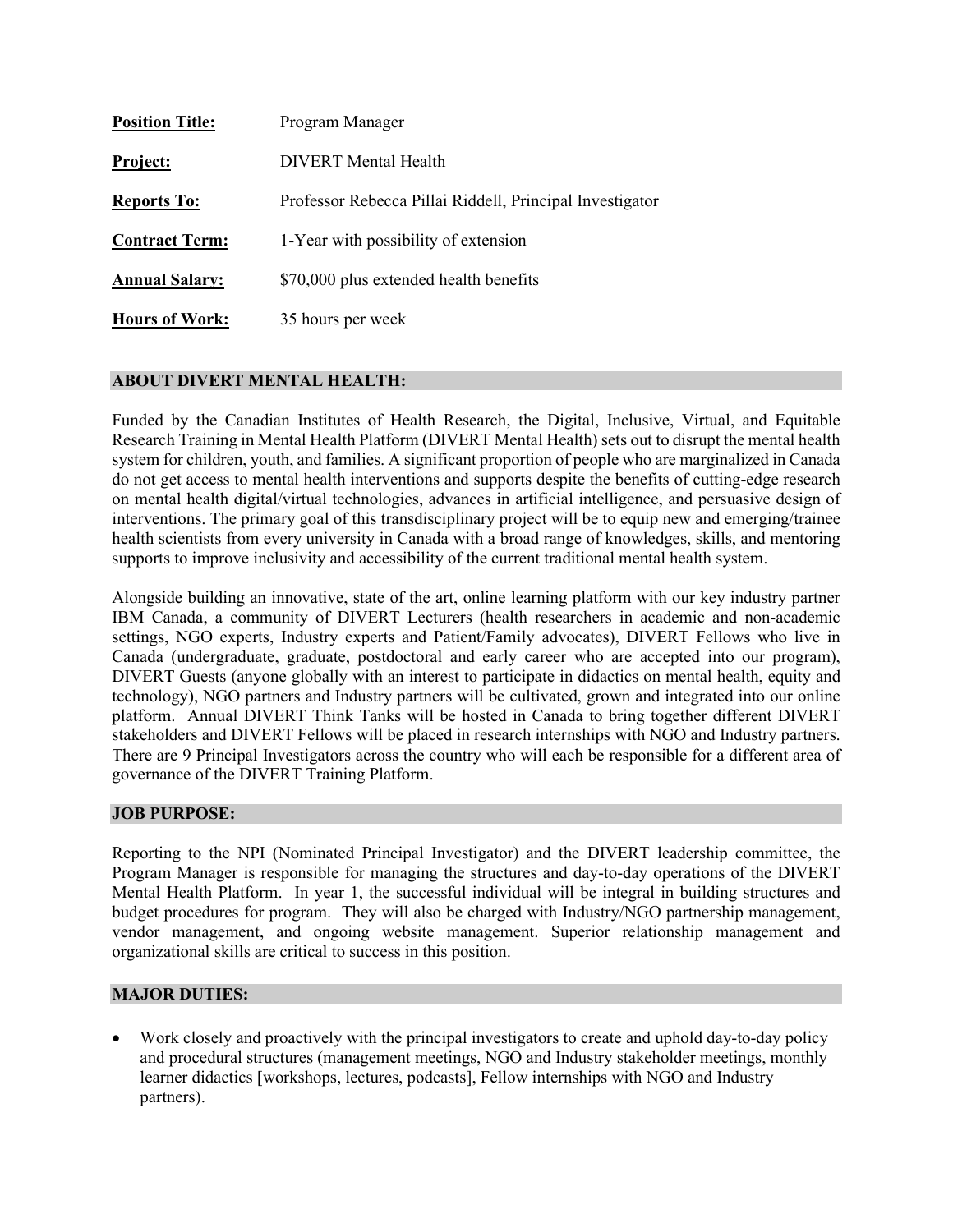**Position Title:** Program Manager

**Project:** DIVERT Mental Health

**Reports To:** Professor Rebecca Pillai Riddell, Principal Investigator

**Contract Term:** 1-Year with possibility of extension

**Annual Salary:** $70,000 plus extended health benefits

**Hours of Work:** 35 hours per week

## ABOUT DIVERT MENTAL HEALTH:

Funded by the Canadian Institutes of Health Research, the Digital, Inclusive, Virtual, and Equitable Research Training in Mental Health Platform (DIVERT Mental Health) sets out to disrupt the mental health system for children, youth, and families. A significant proportion of people who are marginalized in Canada do not get access to mental health interventions and supports despite the benefits of cutting-edge research on mental health digital/virtual technologies, advances in artificial intelligence, and persuasive design of interventions. The primary goal of this transdisciplinary project will be to equip new and emerging/trainee health scientists from every university in Canada with a broad range of knowledges, skills, and mentoring supports to improve inclusivity and accessibility of the current traditional mental health system.

Alongside building an innovative, state of the art, online learning platform with our key industry partner IBM Canada, a community of DIVERT Lecturers (health researchers in academic and non-academic settings, NGO experts, Industry experts and Patient/Family advocates), DIVERT Fellows who live in Canada (undergraduate, graduate, postdoctoral and early career who are accepted into our program), DIVERT Guests (anyone globally with an interest to participate in didactics on mental health, equity and technology), NGO partners and Industry partners will be cultivated, grown and integrated into our online platform. Annual DIVERT Think Tanks will be hosted in Canada to bring together different DIVERT stakeholders and DIVERT Fellows will be placed in research internships with NGO and Industry partners. There are 9 Principal Investigators across the country who will each be responsible for a different area of governance of the DIVERT Training Platform.

## JOB PURPOSE:

Reporting to the NPI (Nominated Principal Investigator) and the DIVERT leadership committee, the Program Manager is responsible for managing the structures and day-to-day operations of the DIVERT Mental Health Platform. In year 1, the successful individual will be integral in building structures and budget procedures for program. They will also be charged with Industry/NGO partnership management, vendor management, and ongoing website management. Superior relationship management and organizational skills are critical to success in this position.

## MAJOR DUTIES:

- Work closely and proactively with the principal investigators to create and uphold day-to-day policy and procedural structures (management meetings, NGO and Industry stakeholder meetings, monthly learner didactics [workshops, lectures, podcasts], Fellow internships with NGO and Industry partners).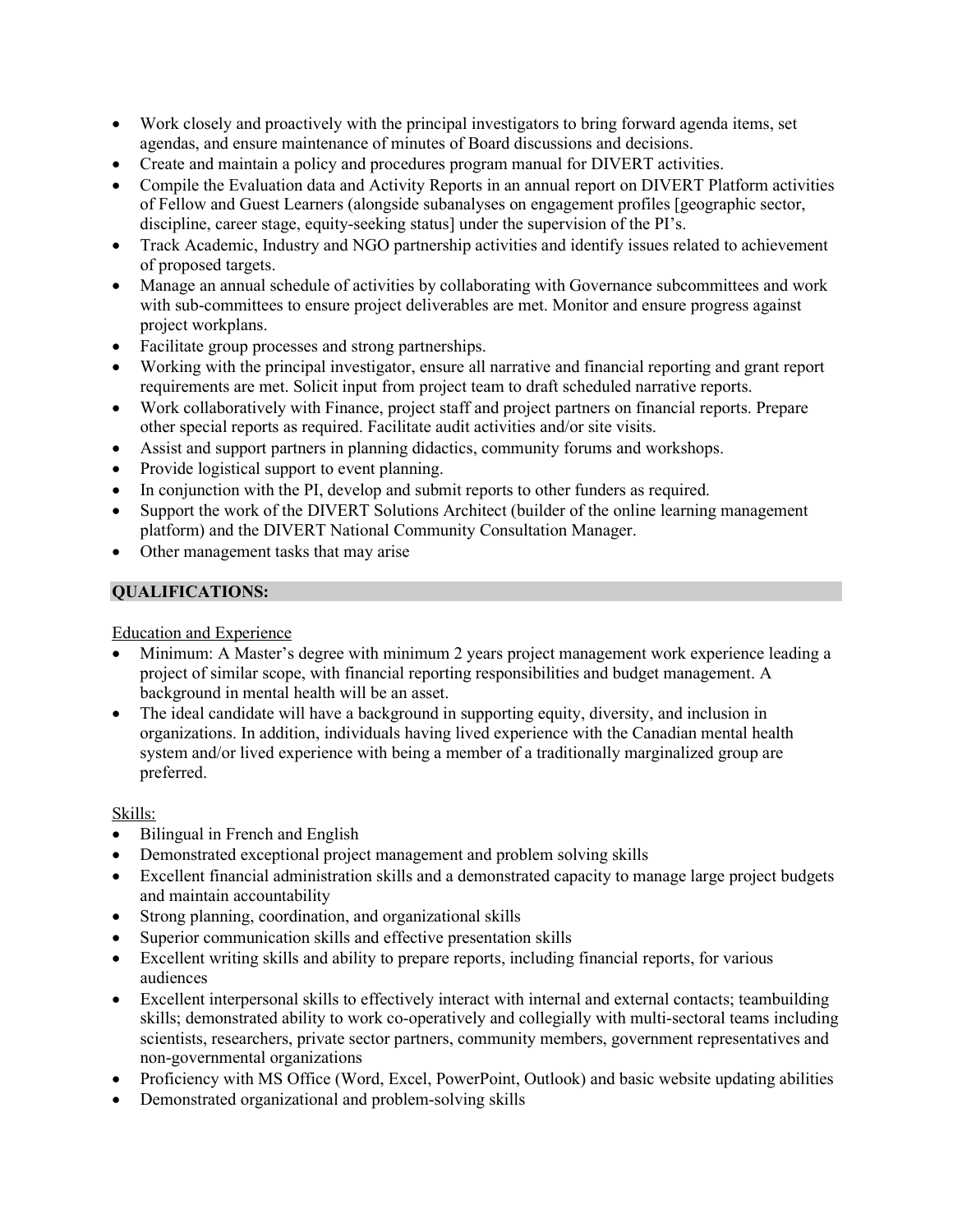- Work closely and proactively with the principal investigators to bring forward agenda items, set agendas, and ensure maintenance of minutes of Board discussions and decisions.
- Create and maintain a policy and procedures program manual for DIVERT activities.
- Compile the Evaluation data and Activity Reports in an annual report on DIVERT Platform activities of Fellow and Guest Learners (alongside subanalyses on engagement profiles [geographic sector, discipline, career stage, equity-seeking status] under the supervision of the PI's.
- Track Academic, Industry and NGO partnership activities and identify issues related to achievement of proposed targets.
- Manage an annual schedule of activities by collaborating with Governance subcommittees and work with sub-committees to ensure project deliverables are met. Monitor and ensure progress against project workplans.
- Facilitate group processes and strong partnerships.
- Working with the principal investigator, ensure all narrative and financial reporting and grant report requirements are met. Solicit input from project team to draft scheduled narrative reports.
- Work collaboratively with Finance, project staff and project partners on financial reports. Prepare other special reports as required. Facilitate audit activities and/or site visits.
- Assist and support partners in planning didactics, community forums and workshops.
- Provide logistical support to event planning.
- In conjunction with the PI, develop and submit reports to other funders as required.
- Support the work of the DIVERT Solutions Architect (builder of the online learning management platform) and the DIVERT National Community Consultation Manager.
- Other management tasks that may arise

## QUALIFICATIONS:

Education and Experience

- Minimum: A Master's degree with minimum 2 years project management work experience leading a project of similar scope, with financial reporting responsibilities and budget management. A background in mental health will be an asset.
- The ideal candidate will have a background in supporting equity, diversity, and inclusion in organizations. In addition, individuals having lived experience with the Canadian mental health system and/or lived experience with being a member of a traditionally marginalized group are preferred.

Skills:

- Bilingual in French and English
- Demonstrated exceptional project management and problem solving skills
- Excellent financial administration skills and a demonstrated capacity to manage large project budgets and maintain accountability
- Strong planning, coordination, and organizational skills
- Superior communication skills and effective presentation skills
- Excellent writing skills and ability to prepare reports, including financial reports, for various audiences
- Excellent interpersonal skills to effectively interact with internal and external contacts; teambuilding skills; demonstrated ability to work co-operatively and collegially with multi-sectoral teams including scientists, researchers, private sector partners, community members, government representatives and non-governmental organizations
- Proficiency with MS Office (Word, Excel, PowerPoint, Outlook) and basic website updating abilities
- Demonstrated organizational and problem-solving skills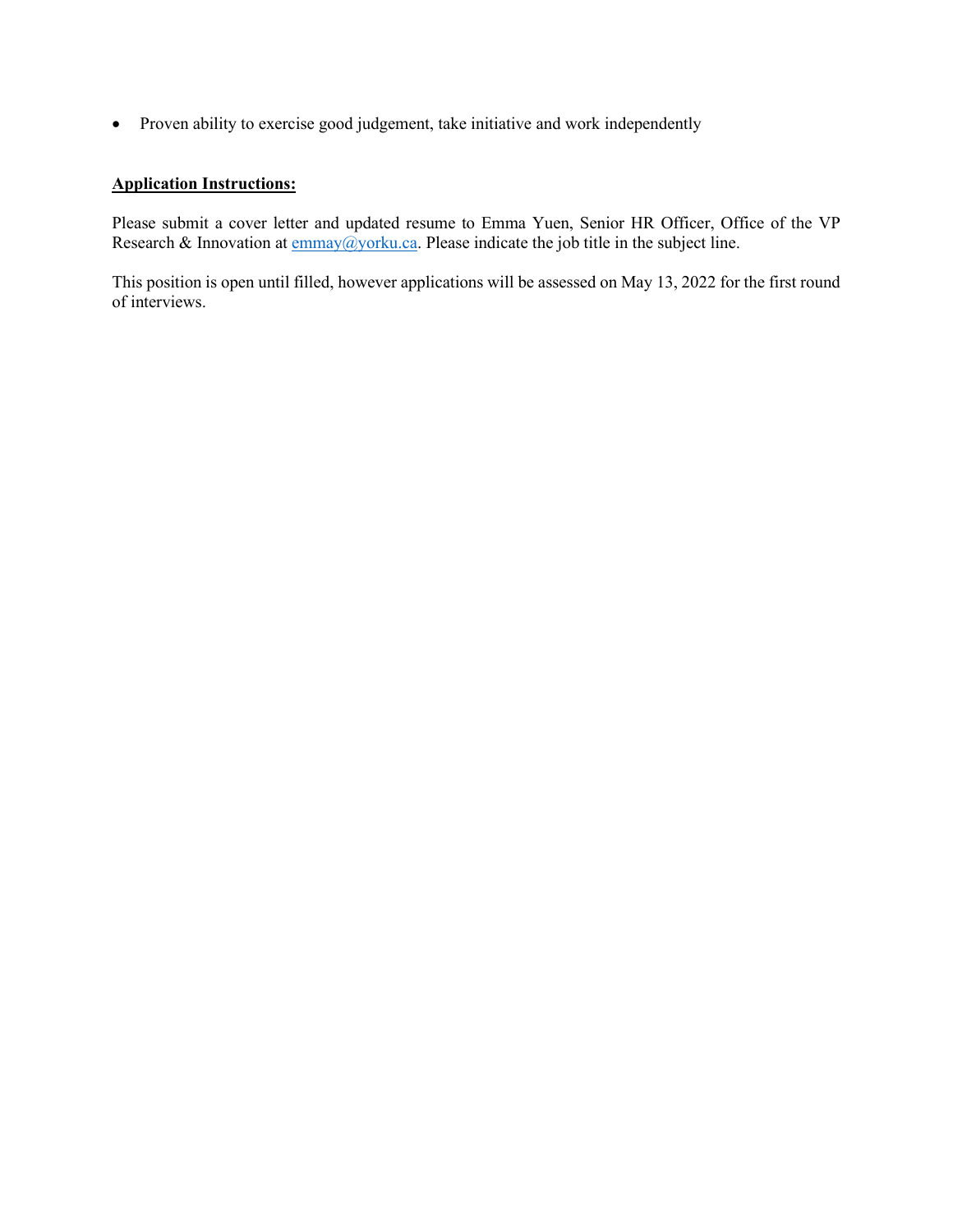- Proven ability to exercise good judgement, take initiative and work independently

**Application Instructions:**

Please submit a cover letter and updated resume to Emma Yuen, Senior HR Officer, Office of the VP Research & Innovation at emmay@yorku.ca. Please indicate the job title in the subject line.

This position is open until filled, however applications will be assessed on May 13, 2022 for the first round of interviews.